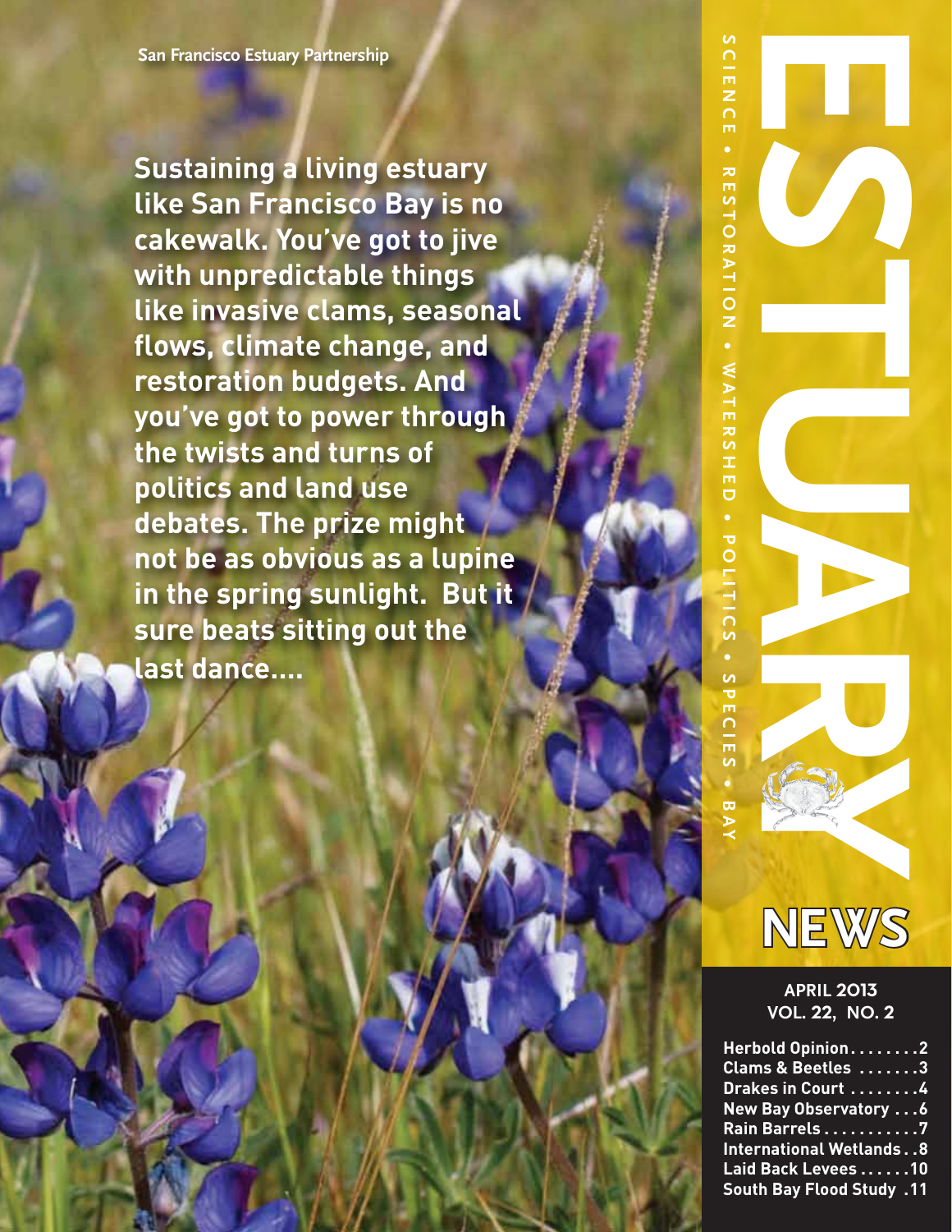San Francisco Estuary Partnership

Sustaining a living estuary like San Francisco Bay is no cakewalk. You've got to jive with unpredictable things like invasive clams, seasonal flows, climate change, and restoration budgets. And you've got power through the twists and turns of politics and land use debates. The prize might not be as obvious as a lupine in the spring sunlight. But it sure beats sitting out the last dance....

SCIENCE • RESTORATION • WATERSHED • POLITICS • SPECIES • BAY

# ESTUARY NEWS

APRIL 2013
VOL. 22, NO. 2

| | |
|---|---|
| Herbold Opinion | 2 |
| Clams & Beetles | 3 |
| Drakes in Court | 4 |
| New Bay Observatory | 6 |
| Rain Barrels | 7 |
| International Wetlands | 8 |
| Laid Back Levees | 10 |
| South Bay Flood Study | 11 |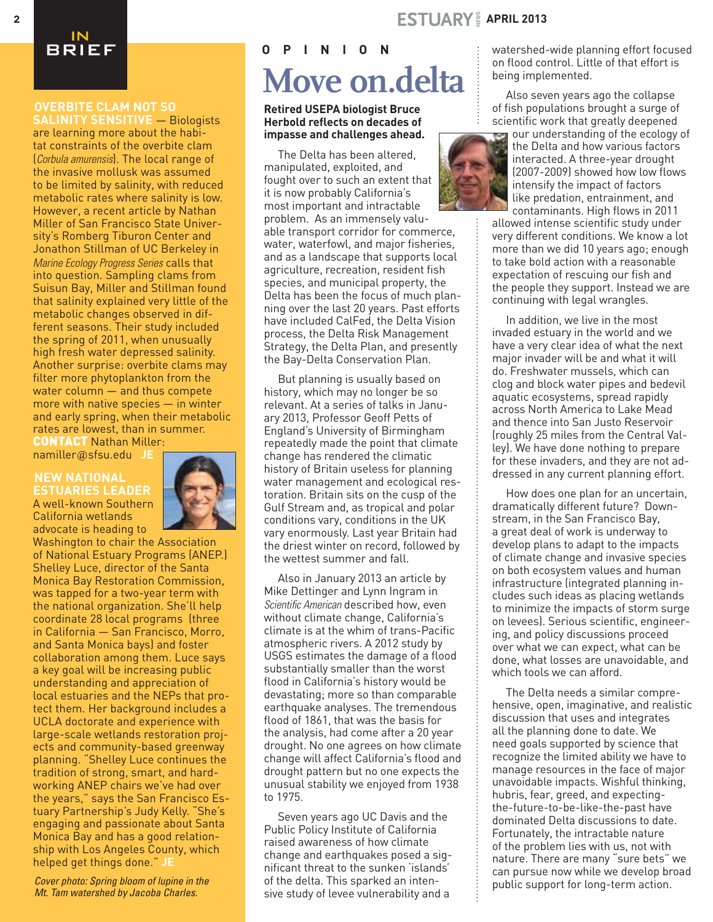## IN BRIEF

**OVERBITE CLAM NOT SO SALINITY SENSITIVE** — Biologists are learning more about the habitat constraints of the overbite clam (*Corbula amurensis*). The local range of the invasive mollusk was assumed to be limited by salinity, with reduced metabolic rates where salinity is low. However, a recent article by Nathan Miller of San Francisco State University's Romberg Tiburon Center and Jonathon Stillman of UC Berkeley in *Marine Ecology Progress Series* calls that into question. Sampling clams from Suisun Bay, Miller and Stillman found that salinity explained very little of the metabolic changes observed in different seasons. Their study included the spring of 2011, when unusually high fresh water depressed salinity. Another surprise: overbite clams may filter more phytoplankton from the water column — and thus compete more with native species — in winter and early spring, when their metabolic rates are lowest, than in summer. **CONTACT** Nathan Miller: namiller@sfsu.edu JE

**NEW NATIONAL ESTUARIES LEADER** A well-known Southern California wetlands advocate is heading to Washington to chair the Association of National Estuary Programs (ANEP.) Shelley Luce, director of the Santa Monica Bay Restoration Commission, was tapped for a two-year term with the national organization. She'll help coordinate 28 local programs (three in California — San Francisco, Morro, and Santa Monica bays) and foster collaboration among them. Luce says a key goal will be increasing public understanding and appreciation of local estuaries and the NEPs that protect them. Her background includes a UCLA doctorate and experience with large-scale wetlands restoration projects and community-based greenway planning. "Shelley Luce continues the tradition of strong, smart, and hard-working ANEP chairs we've had over the years," says the San Francisco Estuary Partnership's Judy Kelly. "She's engaging and passionate about Santa Monica Bay and has a good relationship with Los Angeles County, which helped get things done." JE

*Cover photo: Spring bloom of lupine in the Mt. Tam watershed by Jacoba Charles.*

OPINION

# Move on.delta

**Retired USEPA biologist Bruce Herbold reflects on decades of impasse and challenges ahead.**

The Delta has been altered, manipulated, exploited, and fought over to such an extent that it is now probably California's most important and intractable problem. As an immensely valuable transport corridor for commerce, water, waterfowl, and major fisheries, and as a landscape that supports local agriculture, recreation, resident fish species, and municipal property, the Delta has been the focus of much planning over the last 20 years. Past efforts have included CalFed, the Delta Vision process, the Delta Risk Management Strategy, the Delta Plan, and presently the Bay-Delta Conservation Plan.

But planning is usually based on history, which may no longer be so relevant. At a series of talks in January 2013, Professor Geoff Petts of England's University of Birmingham repeatedly made the point that climate change has rendered the climatic history of Britain useless for planning water management and ecological restoration. Britain sits on the cusp of the Gulf Stream and, as tropical and polar conditions vary, conditions in the UK vary enormously. Last year Britain had the driest winter on record, followed by the wettest summer and fall.

Also in January 2013 an article by Mike Dettinger and Lynn Ingram in *Scientific American* described how, even without climate change, California's climate is at the whim of trans-Pacific atmospheric rivers. A 2012 study by USGS estimates the damage of a flood substantially smaller than the worst flood in California's history would be devastating; more so than comparable earthquake analyses. The tremendous flood of 1861, that was the basis for the analysis, had come after a 20 year drought. No one agrees on how climate change will affect California's flood and drought pattern but no one expects the unusual stability we enjoyed from 1938 to 1975.

Seven years ago UC Davis and the Public Policy Institute of California raised awareness of how climate change and earthquakes posed a significant threat to the sunken 'islands' of the delta. This sparked an intensive study of levee vulnerability and a watershed-wide planning effort focused on flood control. Little of that effort is being implemented.

Also seven years ago the collapse of fish populations brought a surge of scientific work that greatly deepened our understanding of the ecology of the Delta and how various factors interacted. A three-year drought (2007-2009) showed how low flows intensify the impact of factors like predation, entrainment, and contaminants. High flows in 2011 allowed intense scientific study under very different conditions. We know a lot more than we did 10 years ago; enough to take bold action with a reasonable expectation of rescuing our fish and the people they support. Instead we are continuing with legal wrangles.

In addition, we live in the most invaded estuary in the world and we have a very clear idea of what the next major invader will be and what it will do. Freshwater mussels, which can clog and block water pipes and bedevil aquatic ecosystems, spread rapidly across North America to Lake Mead and thence into San Justo Reservoir (roughly 25 miles from the Central Valley). We have done nothing to prepare for these invaders, and they are not addressed in any current planning effort.

How does one plan for an uncertain, dramatically different future? Downstream, in the San Francisco Bay, a great deal of work is underway to develop plans to adapt to the impacts of climate change and invasive species on both ecosystem values and human infrastructure (integrated planning includes such ideas as placing wetlands to minimize the impacts of storm surge on levees). Serious scientific, engineering, and policy discussions proceed over what we can expect, what can be done, what losses are unavoidable, and which tools we can afford.

The Delta needs a similar comprehensive, open, imaginative, and realistic discussion that uses and integrates all the planning done to date. We need goals supported by science that recognize the limited ability we have to manage resources in the face of major unavoidable impacts. Wishful thinking, hubris, fear, greed, and expecting-the-future-to-be-like-the-past have dominated Delta discussions to date. Fortunately, the intractable nature of the problem lies with us, not with nature. There are many "sure bets" we can pursue now while we develop broad public support for long-term action.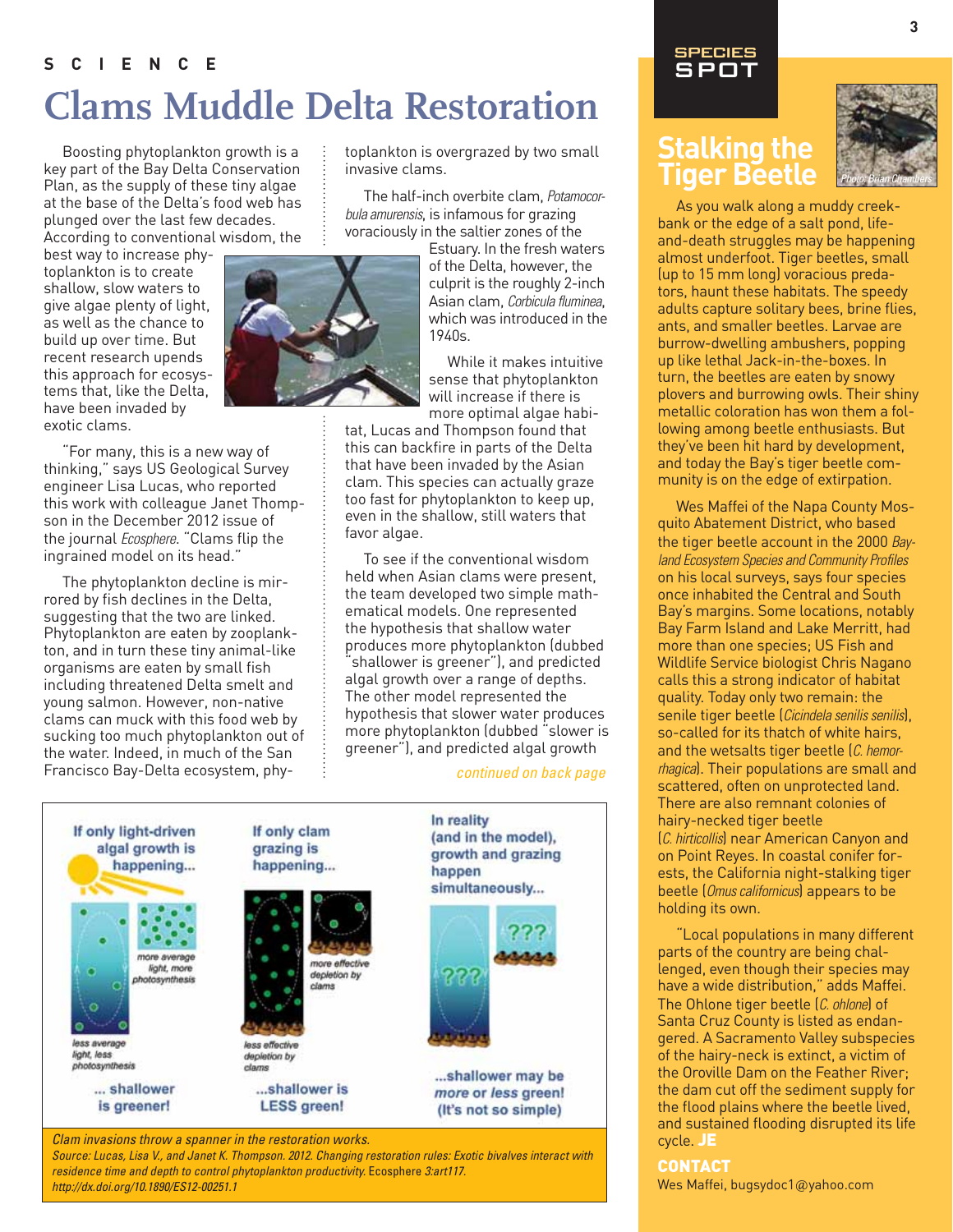SCIENCE

# Clams Muddle Delta Restoration

Boosting phytoplankton growth is a key part of the Bay Delta Conservation Plan, as the supply of these tiny algae at the base of the Delta's food web has plunged over the last few decades. According to conventional wisdom, the best way to increase phytoplankton is to create shallow, slow waters to give algae plenty of light, as well as the chance to build up over time. But recent research upends this approach for ecosystems that, like the Delta, have been invaded by exotic clams.

"For many, this is a new way of thinking," says US Geological Survey engineer Lisa Lucas, who reported this work with colleague Janet Thompson in the December 2012 issue of the journal *Ecosphere*. "Clams flip the ingrained model on its head."

The phytoplankton decline is mirrored by fish declines in the Delta, suggesting that the two are linked. Phytoplankton are eaten by zooplankton, and in turn these tiny animal-like organisms are eaten by small fish including threatened Delta smelt and young salmon. However, non-native clams can muck with this food web by sucking too much phytoplankton out of the water. Indeed, in much of the San Francisco Bay-Delta ecosystem, phytoplankton is overgrazed by two small invasive clams.

The half-inch overbite clam, *Potamocorbula amurensis*, is infamous for grazing voraciously in the saltier zones of the Estuary. In the fresh waters of the Delta, however, the culprit is the roughly 2-inch Asian clam, *Corbicula fluminea*, which was introduced in the 1940s.

While it makes intuitive sense that phytoplankton will increase if there is more optimal algae habitat, Lucas and Thompson found that this can backfire in parts of the Delta that have been invaded by the Asian clam. This species can actually graze too fast for phytoplankton to keep up, even in the shallow, still waters that favor algae.

To see if the conventional wisdom held when Asian clams were present, the team developed two simple mathematical models. One represented the hypothesis that shallow water produces more phytoplankton (dubbed "shallower is greener"), and predicted algal growth over a range of depths. The other model represented the hypothesis that slower water produces more phytoplankton (dubbed "slower is greener"), and predicted algal growth

*continued on back page*

If only light-driven algal growth is happening...

more average light, more photosynthesis

less average light, less photosynthesis

... shallower is greener!

If only clam grazing is happening...

more effective depletion by clams

less effective depletion by clams

...shallower is LESS green!

In reality (and in the model), growth and grazing happen simultaneously...

???

???

...shallower may be *more* or *less* green! (It's not so simple)

*Clam invasions throw a spanner in the restoration works.*

*Source: Lucas, Lisa V., and Janet K. Thompson. 2012. Changing restoration rules: Exotic bivalves interact with residence time and depth to control phytoplankton productivity.* Ecosphere *3:art117. http://dx.doi.org/10.1890/ES12-00251.1*

SPECIES SPOT

## Stalking the Tiger Beetle

*Photo: Brian Chambers*

As you walk along a muddy creekbank or the edge of a salt pond, life-and-death struggles may be happening almost underfoot. Tiger beetles, small (up to 15 mm long) voracious predators, haunt these habitats. The speedy adults capture solitary bees, brine flies, ants, and smaller beetles. Larvae are burrow-dwelling ambushers, popping up like lethal Jack-in-the-boxes. In turn, the beetles are eaten by snowy plovers and burrowing owls. Their shiny metallic coloration has won them a following among beetle enthusiasts. But they've been hit hard by development, and today the Bay's tiger beetle community is on the edge of extirpation.

Wes Maffei of the Napa County Mosquito Abatement District, who based the tiger beetle account in the 2000 *Bayland Ecosystem Species and Community Profiles* on his local surveys, says four species once inhabited the Central and South Bay's margins. Some locations, notably Bay Farm Island and Lake Merritt, had more than one species; US Fish and Wildlife Service biologist Chris Nagano calls this a strong indicator of habitat quality. Today only two remain: the senile tiger beetle (*Cicindela senilis senilis*), so-called for its thatch of white hairs, and the wetsalts tiger beetle (*C. hemorrhagica*). Their populations are small and scattered, often on unprotected land. There are also remnant colonies of hairy-necked tiger beetle (*C. hirticollis*) near American Canyon and on Point Reyes. In coastal conifer forests, the California night-stalking tiger beetle (*Omus californicus*) appears to be holding its own.

"Local populations in many different parts of the country are being challenged, even though their species may have a wide distribution," adds Maffei. The Ohlone tiger beetle (*C. ohlone*) of Santa Cruz County is listed as endangered. A Sacramento Valley subspecies of the hairy-neck is extinct, a victim of the Oroville Dam on the Feather River; the dam cut off the sediment supply for the flood plains where the beetle lived, and sustained flooding disrupted its life cycle. **JE**

**CONTACT**

Wes Maffei, bugsydoc1@yahoo.com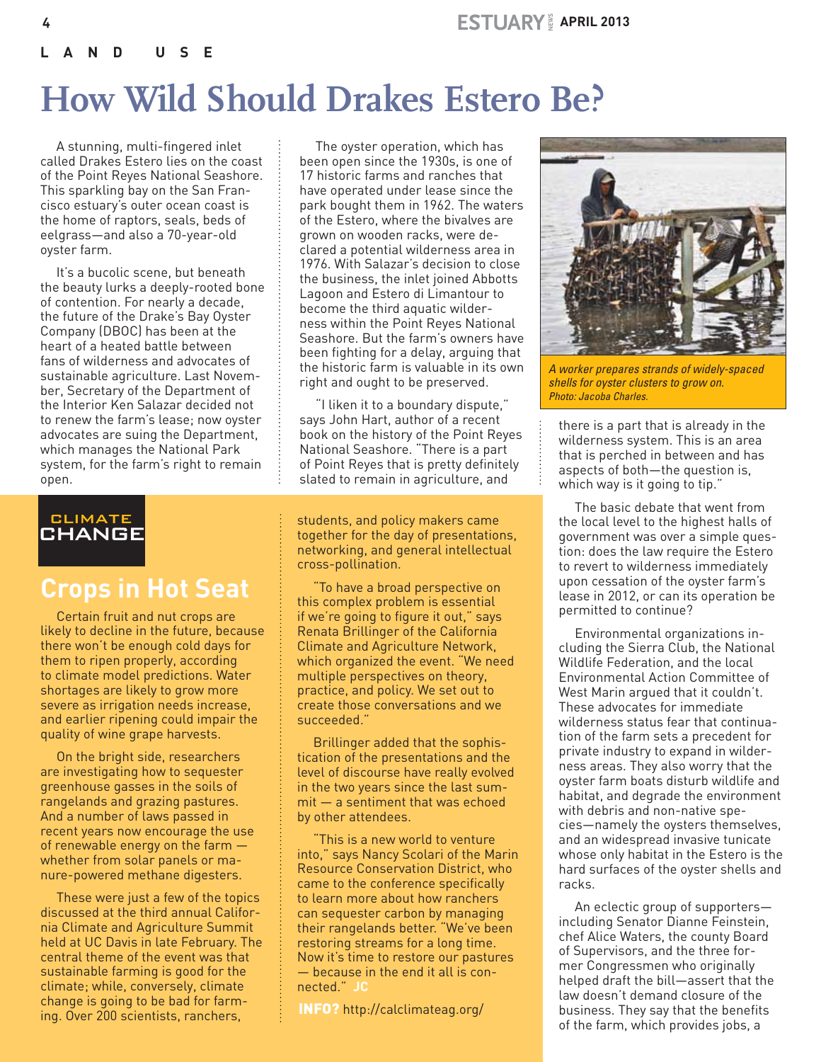LAND USE

# How Wild Should Drakes Estero Be?

A stunning, multi-fingered inlet called Drakes Estero lies on the coast of the Point Reyes National Seashore. This sparkling bay on the San Francisco estuary's outer ocean coast is the home of raptors, seals, beds of eelgrass—and also a 70-year-old oyster farm.

It's a bucolic scene, but beneath the beauty lurks a deeply-rooted bone of contention. For nearly a decade, the future of the Drake's Bay Oyster Company (DBOC) has been at the heart of a heated battle between fans of wilderness and advocates of sustainable agriculture. Last November, Secretary of the Department of the Interior Ken Salazar decided not to renew the farm's lease; now oyster advocates are suing the Department, which manages the National Park system, for the farm's right to remain open.

The oyster operation, which has been open since the 1930s, is one of 17 historic farms and ranches that have operated under lease since the park bought them in 1962. The waters of the Estero, where the bivalves are grown on wooden racks, were declared a potential wilderness area in 1976. With Salazar's decision to close the business, the inlet joined Abbotts Lagoon and Estero di Limantour to become the third aquatic wilderness within the Point Reyes National Seashore. But the farm's owners have been fighting for a delay, arguing that the historic farm is valuable in its own right and ought to be preserved.

"I liken it to a boundary dispute," says John Hart, author of a recent book on the history of the Point Reyes National Seashore. "There is a part of Point Reyes that is pretty definitely slated to remain in agriculture, and there is a part that is already in the wilderness system. This is an area that is perched in between and has aspects of both—the question is, which way is it going to tip."

*A worker prepares strands of widely-spaced shells for oyster clusters to grow on. Photo: Jacoba Charles.*

The basic debate that went from the local level to the highest halls of government was over a simple question: does the law require the Estero to revert to wilderness immediately upon cessation of the oyster farm's lease in 2012, or can its operation be permitted to continue?

Environmental organizations including the Sierra Club, the National Wildlife Federation, and the local Environmental Action Committee of West Marin argued that it couldn't. These advocates for immediate wilderness status fear that continuation of the farm sets a precedent for private industry to expand in wilderness areas. They also worry that the oyster farm boats disturb wildlife and habitat, and degrade the environment with debris and non-native species—namely the oysters themselves, and an widespread invasive tunicate whose only habitat in the Estero is the hard surfaces of the oyster shells and racks.

An eclectic group of supporters—including Senator Dianne Feinstein, chef Alice Waters, the county Board of Supervisors, and the three former Congressmen who originally helped draft the bill—assert that the law doesn't demand closure of the business. They say that the benefits of the farm, which provides jobs, a

---

CLIMATE CHANGE

## Crops in Hot Seat

Certain fruit and nut crops are likely to decline in the future, because there won't be enough cold days for them to ripen properly, according to climate model predictions. Water shortages are likely to grow more severe as irrigation needs increase, and earlier ripening could impair the quality of wine grape harvests.

On the bright side, researchers are investigating how to sequester greenhouse gasses in the soils of rangelands and grazing pastures. And a number of laws passed in recent years now encourage the use of renewable energy on the farm — whether from solar panels or manure-powered methane digesters.

These were just a few of the topics discussed at the third annual California Climate and Agriculture Summit held at UC Davis in late February. The central theme of the event was that sustainable farming is good for the climate; while, conversely, climate change is going to be bad for farming. Over 200 scientists, ranchers, students, and policy makers came together for the day of presentations, networking, and general intellectual cross-pollination.

"To have a broad perspective on this complex problem is essential if we're going to figure it out," says Renata Brillinger of the California Climate and Agriculture Network, which organized the event. "We need multiple perspectives on theory, practice, and policy. We set out to create those conversations and we succeeded."

Brillinger added that the sophistication of the presentations and the level of discourse have really evolved in the two years since the last summit — a sentiment that was echoed by other attendees.

"This is a new world to venture into," says Nancy Scolari of the Marin Resource Conservation District, who came to the conference specifically to learn more about how ranchers can sequester carbon by managing their rangelands better. "We've been restoring streams for a long time. Now it's time to restore our pastures — because in the end it all is connected." **JC**

**INFO?** http://calclimateag.org/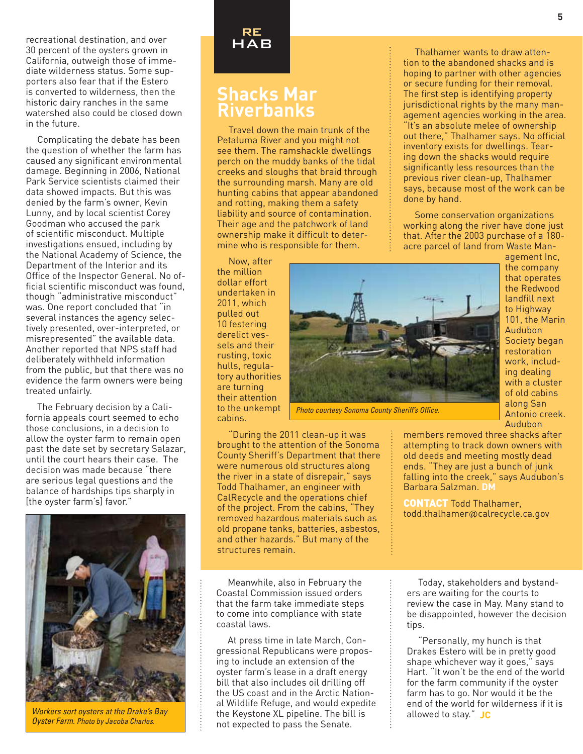recreational destination, and over 30 percent of the oysters grown in California, outweigh those of immediate wilderness status. Some supporters also fear that if the Estero is converted to wilderness, then the historic dairy ranches in the same watershed also could be closed down in the future.

Complicating the debate has been the question of whether the farm has caused any significant environmental damage. Beginning in 2006, National Park Service scientists claimed their data showed impacts. But this was denied by the farm's owner, Kevin Lunny, and by local scientist Corey Goodman who accused the park of scientific misconduct. Multiple investigations ensued, including by the National Academy of Science, the Department of the Interior and its Office of the Inspector General. No official scientific misconduct was found, though "administrative misconduct" was. One report concluded that "in several instances the agency selectively presented, over-interpreted, or misrepresented" the available data. Another reported that NPS staff had deliberately withheld information from the public, but that there was no evidence the farm owners were being treated unfairly.

The February decision by a California appeals court seemed to echo those conclusions, in a decision to allow the oyster farm to remain open past the date set by secretary Salazar, until the court hears their case. The decision was made because "there are serious legal questions and the balance of hardships tips sharply in [the oyster farm's] favor."

*Workers sort oysters at the Drake's Bay Oyster Farm.* Photo by Jacoba Charles.

Meanwhile, also in February the Coastal Commission issued orders that the farm take immediate steps to come into compliance with state coastal laws.

At press time in late March, Congressional Republicans were proposing to include an extension of the oyster farm's lease in a draft energy bill that also includes oil drilling off the US coast and in the Arctic National Wildlife Refuge, and would expedite the Keystone XL pipeline. The bill is not expected to pass the Senate.

Today, stakeholders and bystanders are waiting for the courts to review the case in May. Many stand to be disappointed, however the decision tips.

"Personally, my hunch is that Drakes Estero will be in pretty good shape whichever way it goes," says Hart. "It won't be the end of the world for the farm community if the oyster farm has to go. Nor would it be the end of the world for wilderness if it is allowed to stay." **JC**

---

RE HAB

## Shacks Mar Riverbanks

Travel down the main trunk of the Petaluma River and you might not see them. The ramshackle dwellings perch on the muddy banks of the tidal creeks and sloughs that braid through the surrounding marsh. Many are old hunting cabins that appear abandoned and rotting, making them a safety liability and source of contamination. Their age and the patchwork of land ownership make it difficult to determine who is responsible for them.

Now, after the million dollar effort undertaken in 2011, which pulled out 10 festering derelict vessels and their rusting, toxic hulls, regulatory authorities are turning their attention to the unkempt cabins.

*Photo courtesy Sonoma County Sheriff's Office.*

"During the 2011 clean-up it was brought to the attention of the Sonoma County Sheriff's Department that there were numerous old structures along the river in a state of disrepair," says Todd Thalhamer, an engineer with CalRecycle and the operations chief of the project. From the cabins, "They removed hazardous materials such as old propane tanks, batteries, asbestos, and other hazards." But many of the structures remain.

Thalhamer wants to draw attention to the abandoned shacks and is hoping to partner with other agencies or secure funding for their removal. The first step is identifying property jurisdictional rights by the many management agencies working in the area. "It's an absolute melee of ownership out there," Thalhamer says. No official inventory exists for dwellings. Tearing down the shacks would require significantly less resources than the previous river clean-up, Thalhamer says, because most of the work can be done by hand.

Some conservation organizations working along the river have done just that. After the 2003 purchase of a 180-acre parcel of land from Waste Management Inc, the company that operates the Redwood landfill next to Highway 101, the Marin Audubon Society began restoration work, including dealing with a cluster of old cabins along San Antonio creek. Audubon members removed three shacks after attempting to track down owners with old deeds and meeting mostly dead ends. "They are just a bunch of junk falling into the creek," says Audubon's Barbara Salzman. **DM**

**CONTACT** Todd Thalhamer, todd.thalhamer@calrecycle.ca.gov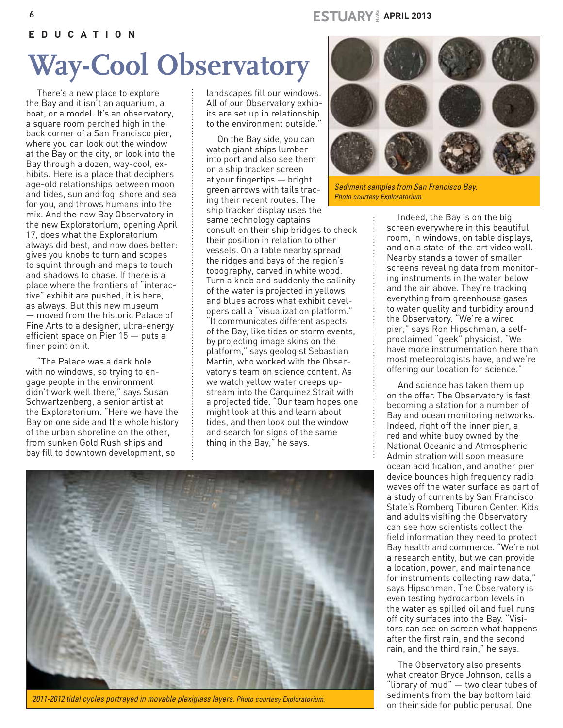EDUCATION

# Way-Cool Observatory

There's a new place to explore the Bay and it isn't an aquarium, a boat, or a model. It's an observatory, a square room perched high in the back corner of a San Francisco pier, where you can look out the window at the Bay or the city, or look into the Bay through a dozen, way-cool, exhibits. Here is a place that deciphers age-old relationships between moon and tides, sun and fog, shore and sea for you, and throws humans into the mix. And the new Bay Observatory in the new Exploratorium, opening April 17, does what the Exploratorium always did best, and now does better: gives you knobs to turn and scopes to squint through and maps to touch and shadows to chase. If there is a place where the frontiers of "interactive" exhibit are pushed, it is here, as always. But this new museum — moved from the historic Palace of Fine Arts to a designer, ultra-energy efficient space on Pier 15 — puts a finer point on it.

"The Palace was a dark hole with no windows, so trying to engage people in the environment didn't work well there," says Susan Schwartzenberg, a senior artist at the Exploratorium. "Here we have the Bay on one side and the whole history of the urban shoreline on the other, from sunken Gold Rush ships and bay fill to downtown development, so landscapes fill our windows. All of our Observatory exhibits are set up in relationship to the environment outside."

On the Bay side, you can watch giant ships lumber into port and also see them on a ship tracker screen at your fingertips — bright green arrows with tails tracing their recent routes. The ship tracker display uses the same technology captains consult on their ship bridges to check their position in relation to other vessels. On a table nearby spread the ridges and bays of the region's topography, carved in white wood. Turn a knob and suddenly the salinity of the water is projected in yellows and blues across what exhibit developers call a "visualization platform." "It communicates different aspects of the Bay, like tides or storm events, by projecting image skins on the platform," says geologist Sebastian Martin, who worked with the Observatory's team on science content. As we watch yellow water creeps upstream into the Carquinez Strait with a projected tide. "Our team hopes one might look at this and learn about tides, and then look out the window and search for signs of the same thing in the Bay," he says.

*Sediment samples from San Francisco Bay. Photo courtesy Exploratorium.*

Indeed, the Bay is on the big screen everywhere in this beautiful room, in windows, on table displays, and on a state-of-the-art video wall. Nearby stands a tower of smaller screens revealing data from monitoring instruments in the water below and the air above. They're tracking everything from greenhouse gases to water quality and turbidity around the Observatory. "We're a wired pier," says Ron Hipschman, a self-proclaimed "geek" physicist. "We have more instrumentation here than most meteorologists have, and we're offering our location for science."

And science has taken them up on the offer. The Observatory is fast becoming a station for a number of Bay and ocean monitoring networks. Indeed, right off the inner pier, a red and white buoy owned by the National Oceanic and Atmospheric Administration will soon measure ocean acidification, and another pier device bounces high frequency radio waves off the water surface as part of a study of currents by San Francisco State's Romberg Tiburon Center. Kids and adults visiting the Observatory can see how scientists collect the field information they need to protect Bay health and commerce. "We're not a research entity, but we can provide a location, power, and maintenance for instruments collecting raw data," says Hipschman. The Observatory is even testing hydrocarbon levels in the water as spilled oil and fuel runs off city surfaces into the Bay. "Visitors can see on screen what happens after the first rain, and the second rain, and the third rain," he says.

The Observatory also presents what creator Bryce Johnson, calls a "library of mud" — two clear tubes of sediments from the bay bottom laid on their side for public perusal. One

*2011-2012 tidal cycles portrayed in movable plexiglass layers. Photo courtesy Exploratorium.*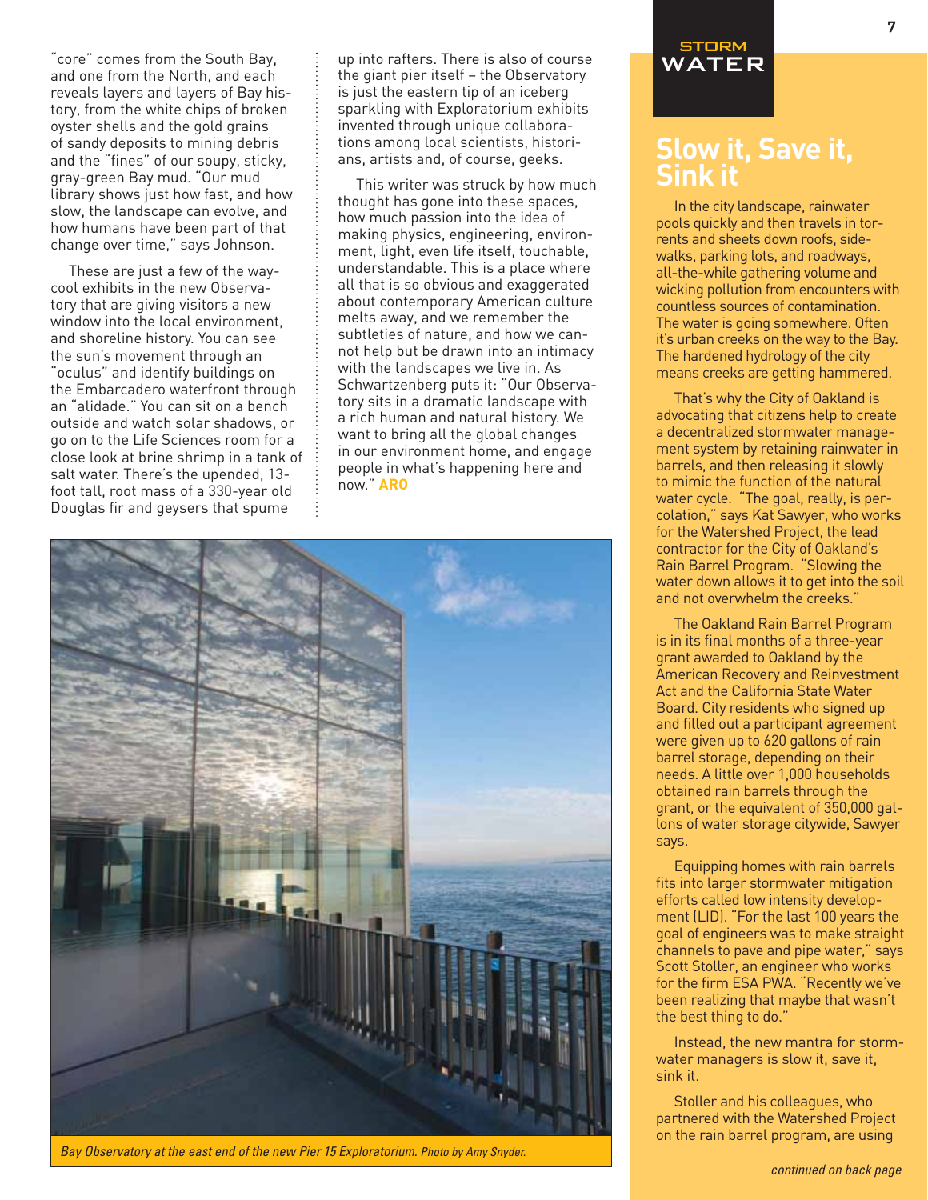"core" comes from the South Bay, and one from the North, and each reveals layers and layers of Bay history, from the white chips of broken oyster shells and the gold grains of sandy deposits to mining debris and the "fines" of our soupy, sticky, gray-green Bay mud. "Our mud library shows just how fast, and how slow, the landscape can evolve, and how humans have been part of that change over time," says Johnson.

These are just a few of the way-cool exhibits in the new Observatory that are giving visitors a new window into the local environment, and shoreline history. You can see the sun's movement through an "oculus" and identify buildings on the Embarcadero waterfront through an "alidade." You can sit on a bench outside and watch solar shadows, or go on to the Life Sciences room for a close look at brine shrimp in a tank of salt water. There's the upended, 13-foot tall, root mass of a 330-year old Douglas fir and geysers that spume up into rafters. There is also of course the giant pier itself – the Observatory is just the eastern tip of an iceberg sparkling with Exploratorium exhibits invented through unique collaborations among local scientists, historians, artists and, of course, geeks.

This writer was struck by how much thought has gone into these spaces, how much passion into the idea of making physics, engineering, environment, light, even life itself, touchable, understandable. This is a place where all that is so obvious and exaggerated about contemporary American culture melts away, and we remember the subtleties of nature, and how we cannot help but be drawn into an intimacy with the landscapes we live in. As Schwartzenberg puts it: "Our Observatory sits in a dramatic landscape with a rich human and natural history. We want to bring all the global changes in our environment home, and engage people in what's happening here and now." **ARO**

*Bay Observatory at the east end of the new Pier 15 Exploratorium. Photo by Amy Snyder.*

STORM WATER

## Slow it, Save it, Sink it

In the city landscape, rainwater pools quickly and then travels in torrents and sheets down roofs, sidewalks, parking lots, and roadways, all-the-while gathering volume and wicking pollution from encounters with countless sources of contamination. The water is going somewhere. Often it's urban creeks on the way to the Bay. The hardened hydrology of the city means creeks are getting hammered.

That's why the City of Oakland is advocating that citizens help to create a decentralized stormwater management system by retaining rainwater in barrels, and then releasing it slowly to mimic the function of the natural water cycle. "The goal, really, is percolation," says Kat Sawyer, who works for the Watershed Project, the lead contractor for the City of Oakland's Rain Barrel Program. "Slowing the water down allows it to get into the soil and not overwhelm the creeks."

The Oakland Rain Barrel Program is in its final months of a three-year grant awarded to Oakland by the American Recovery and Reinvestment Act and the California State Water Board. City residents who signed up and filled out a participant agreement were given up to 620 gallons of rain barrel storage, depending on their needs. A little over 1,000 households obtained rain barrels through the grant, or the equivalent of 350,000 gallons of water storage citywide, Sawyer says.

Equipping homes with rain barrels fits into larger stormwater mitigation efforts called low intensity development (LID). "For the last 100 years the goal of engineers was to make straight channels to pave and pipe water," says Scott Stoller, an engineer who works for the firm ESA PWA. "Recently we've been realizing that maybe that wasn't the best thing to do."

Instead, the new mantra for stormwater managers is slow it, save it, sink it.

Stoller and his colleagues, who partnered with the Watershed Project on the rain barrel program, are using

*continued on back page*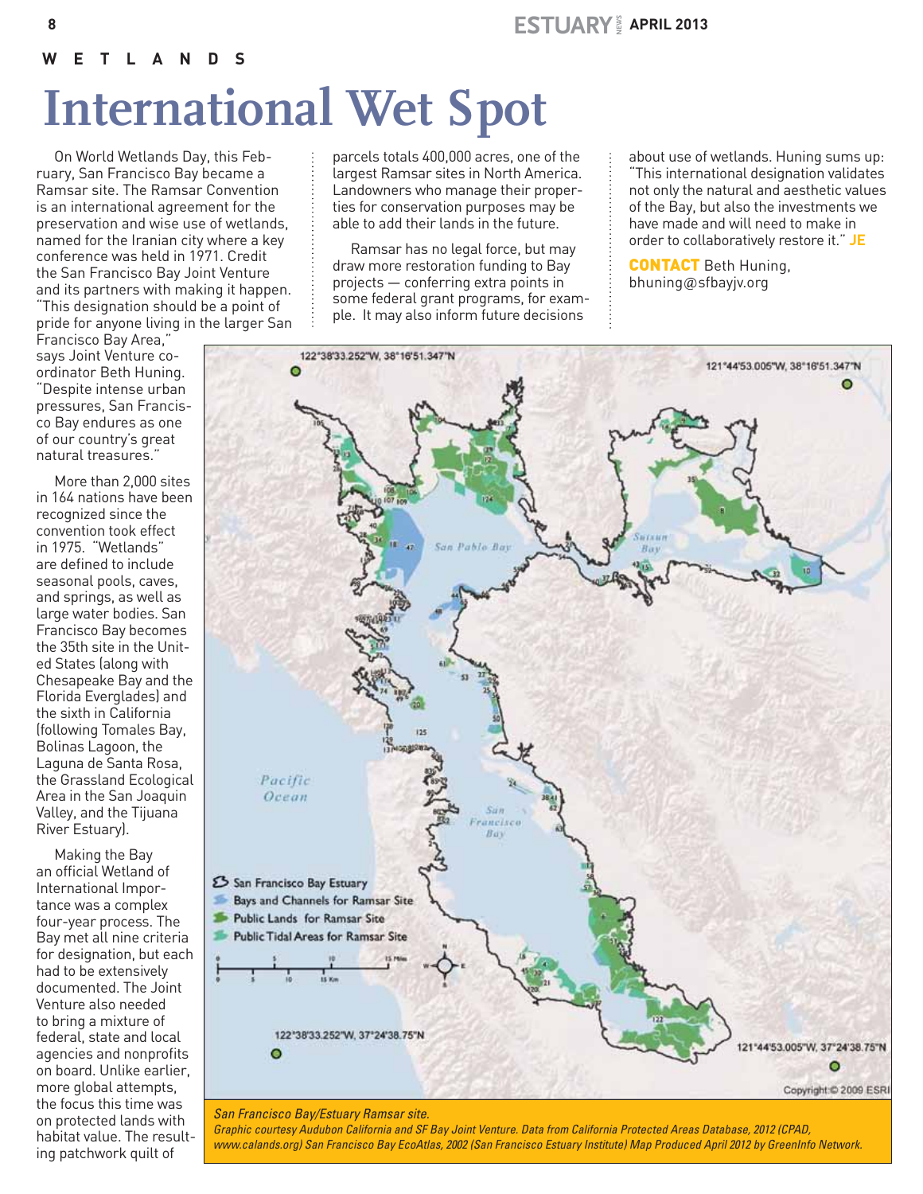WETLANDS

# International Wet Spot

On World Wetlands Day, this February, San Francisco Bay became a Ramsar site. The Ramsar Convention is an international agreement for the preservation and wise use of wetlands, named for the Iranian city where a key conference was held in 1971. Credit the San Francisco Bay Joint Venture and its partners with making it happen. "This designation should be a point of pride for anyone living in the larger San Francisco Bay Area," says Joint Venture coordinator Beth Huning. "Despite intense urban pressures, San Francisco Bay endures as one of our country's great natural treasures."

More than 2,000 sites in 164 nations have been recognized since the convention took effect in 1975. "Wetlands" are defined to include seasonal pools, caves, and springs, as well as large water bodies. San Francisco Bay becomes the 35th site in the United States (along with Chesapeake Bay and the Florida Everglades) and the sixth in California (following Tomales Bay, Bolinas Lagoon, the Laguna de Santa Rosa, the Grassland Ecological Area in the San Joaquin Valley, and the Tijuana River Estuary).

Making the Bay an official Wetland of International Importance was a complex four-year process. The Bay met all nine criteria for designation, but each had to be extensively documented. The Joint Venture also needed to bring a mixture of federal, state and local agencies and nonprofits on board. Unlike earlier, more global attempts, the focus this time was on protected lands with habitat value. The resulting patchwork quilt of parcels totals 400,000 acres, one of the largest Ramsar sites in North America. Landowners who manage their properties for conservation purposes may be able to add their lands in the future.

Ramsar has no legal force, but may draw more restoration funding to Bay projects — conferring extra points in some federal grant programs, for example. It may also inform future decisions about use of wetlands. Huning sums up: "This international designation validates not only the natural and aesthetic values of the Bay, but also the investments we have made and will need to make in order to collaboratively restore it." **JE**

**CONTACT** Beth Huning, bhuning@sfbayjv.org

122°38'33.252"W, 38°16'51.347"N

121°44'53.005"W, 38°16'51.347"N

122°38'33.252"W, 37°24'38.75"N

121°44'53.005"W, 37°24'38.75"N

San Pablo Bay

Suisun Bay

Pacific Ocean

San Francisco Bay

San Francisco Bay Estuary

Bays and Channels for Ramsar Site

Public Lands for Ramsar Site

Public Tidal Areas for Ramsar Site

0 5 10 15 Miles

0 5 10 15 Km

Copyright © 2009 ESRI

*San Francisco Bay/Estuary Ramsar site.*
*Graphic courtesy Audubon California and SF Bay Joint Venture. Data from California Protected Areas Database, 2012 (CPAD, www.calands.org) San Francisco Bay EcoAtlas, 2002 (San Francisco Estuary Institute) Map Produced April 2012 by GreenInfo Network.*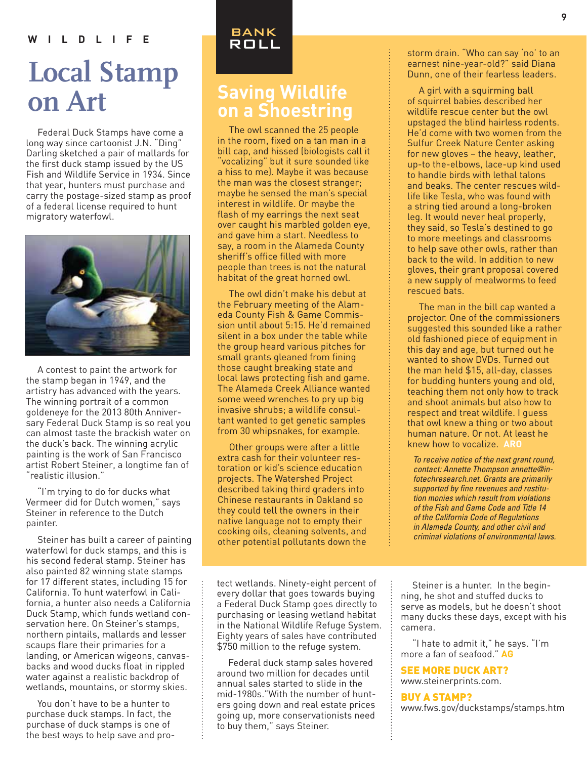WILDLIFE

# Local Stamp on Art

Federal Duck Stamps have come a long way since cartoonist J.N. "Ding" Darling sketched a pair of mallards for the first duck stamp issued by the US Fish and Wildlife Service in 1934. Since that year, hunters must purchase and carry the postage-sized stamp as proof of a federal license required to hunt migratory waterfowl.

A contest to paint the artwork for the stamp began in 1949, and the artistry has advanced with the years. The winning portrait of a common goldeneye for the 2013 80th Anniversary Federal Duck Stamp is so real you can almost taste the brackish water on the duck's back. The winning acrylic painting is the work of San Francisco artist Robert Steiner, a longtime fan of "realistic illusion."

"I'm trying to do for ducks what Vermeer did for Dutch women," says Steiner in reference to the Dutch painter.

Steiner has built a career of painting waterfowl for duck stamps, and this is his second federal stamp. Steiner has also painted 82 winning state stamps for 17 different states, including 15 for California. To hunt waterfowl in California, a hunter also needs a California Duck Stamp, which funds wetland conservation here. On Steiner's stamps, northern pintails, mallards and lesser scaups flare their primaries for a landing, or American wigeons, canvasbacks and wood ducks float in rippled water against a realistic backdrop of wetlands, mountains, or stormy skies.

You don't have to be a hunter to purchase duck stamps. In fact, the purchase of duck stamps is one of the best ways to help save and protect wetlands. Ninety-eight percent of every dollar that goes towards buying a Federal Duck Stamp goes directly to purchasing or leasing wetland habitat in the National Wildlife Refuge System. Eighty years of sales have contributed $750 million to the refuge system.

Federal duck stamp sales hovered around two million for decades until annual sales started to slide in the mid-1980s."With the number of hunters going down and real estate prices going up, more conservationists need to buy them," says Steiner.

Steiner is a hunter. In the beginning, he shot and stuffed ducks to serve as models, but he doesn't shoot many ducks these days, except with his camera.

"I hate to admit it," he says. "I'm more a fan of seafood." **AG**

**SEE MORE DUCK ART?**
www.steinerprints.com.

**BUY A STAMP?**
www.fws.gov/duckstamps/stamps.htm

BANK ROLL

## Saving Wildlife on a Shoestring

The owl scanned the 25 people in the room, fixed on a tan man in a bill cap, and hissed (biologists call it "vocalizing" but it sure sounded like a hiss to me). Maybe it was because the man was the closest stranger; maybe he sensed the man's special interest in wildlife. Or maybe the flash of my earrings the next seat over caught his marbled golden eye, and gave him a start. Needless to say, a room in the Alameda County sheriff's office filled with more people than trees is not the natural habitat of the great horned owl.

The owl didn't make his debut at the February meeting of the Alameda County Fish & Game Commission until about 5:15. He'd remained silent in a box under the table while the group heard various pitches for small grants gleaned from fining those caught breaking state and local laws protecting fish and game. The Alameda Creek Alliance wanted some weed wrenches to pry up big invasive shrubs; a wildlife consultant wanted to get genetic samples from 30 whipsnakes, for example.

Other groups were after a little extra cash for their volunteer restoration or kid's science education projects. The Watershed Project described taking third graders into Chinese restaurants in Oakland so they could tell the owners in their native language not to empty their cooking oils, cleaning solvents, and other potential pollutants down the storm drain. "Who can say 'no' to an earnest nine-year-old?" said Diana Dunn, one of their fearless leaders.

A girl with a squirming ball of squirrel babies described her wildlife rescue center but the owl upstaged the blind hairless rodents. He'd come with two women from the Sulfur Creek Nature Center asking for new gloves – the heavy, leather, up-to the-elbows, lace-up kind used to handle birds with lethal talons and beaks. The center rescues wildlife like Tesla, who was found with a string tied around a long-broken leg. It would never heal properly, they said, so Tesla's destined to go to more meetings and classrooms to help save other owls, rather than back to the wild. In addition to new gloves, their grant proposal covered a new supply of mealworms to feed rescued bats.

The man in the bill cap wanted a projector. One of the commissioners suggested this sounded like a rather old fashioned piece of equipment in this day and age, but turned out he wanted to show DVDs. Turned out the man held $15, all-day, classes for budding hunters young and old, teaching them not only how to track and shoot animals but also how to respect and treat wildlife. I guess that owl knew a thing or two about human nature. Or not. At least he knew how to vocalize. **ARO**

*To receive notice of the next grant round, contact: Annette Thompson annette@infotechresearch.net. Grants are primarily supported by fine revenues and restitution monies which result from violations of the Fish and Game Code and Title 14 of the California Code of Regulations in Alameda County, and other civil and criminal violations of environmental laws.*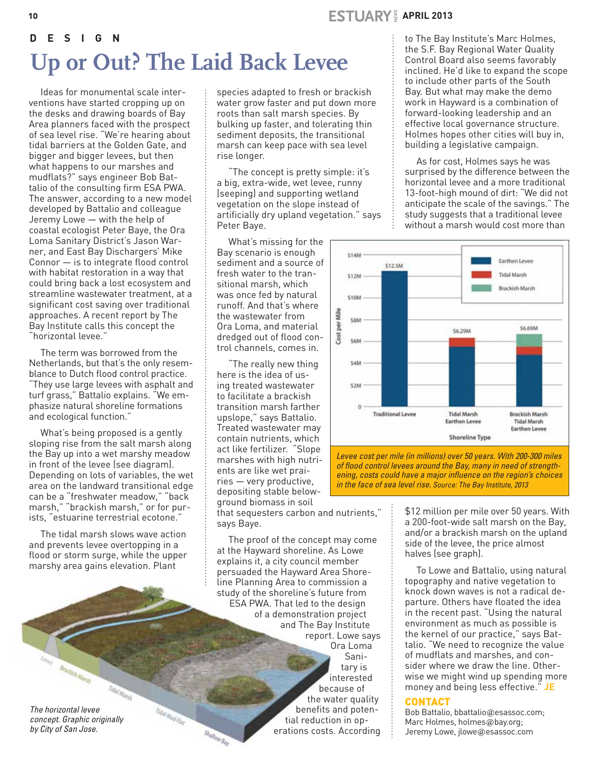DESIGN

# Up or Out? The Laid Back Levee

Ideas for monumental scale interventions have started cropping up on the desks and drawing boards of Bay Area planners faced with the prospect of sea level rise. "We're hearing about tidal barriers at the Golden Gate, and bigger and bigger levees, but then what happens to our marshes and mudflats?" says engineer Bob Battalio of the consulting firm ESA PWA. The answer, according to a new model developed by Battalio and colleague Jeremy Lowe — with the help of coastal ecologist Peter Baye, the Ora Loma Sanitary District's Jason Warner, and East Bay Dischargers' Mike Connor — is to integrate flood control with habitat restoration in a way that could bring back a lost ecosystem and streamline wastewater treatment, at a significant cost saving over traditional approaches. A recent report by The Bay Institute calls this concept the "horizontal levee."

The term was borrowed from the Netherlands, but that's the only resemblance to Dutch flood control practice. "They use large levees with asphalt and turf grass," Battalio explains. "We emphasize natural shoreline formations and ecological function."

What's being proposed is a gently sloping rise from the salt marsh along the Bay up into a wet marshy meadow in front of the levee (see diagram). Depending on lots of variables, the wet area on the landward transitional edge can be a "freshwater meadow," "back marsh," "brackish marsh," or for purists, "estuarine terrestrial ecotone."

The tidal marsh slows wave action and prevents levee overtopping in a flood or storm surge, while the upper marshy area gains elevation. Plant species adapted to fresh or brackish water grow faster and put down more roots than salt marsh species. By bulking up faster, and tolerating thin sediment deposits, the transitional marsh can keep pace with sea level rise longer.

"The concept is pretty simple: it's a big, extra-wide, wet levee, runny (seeping) and supporting wetland vegetation on the slope instead of artificially dry upland vegetation." says Peter Baye.

What's missing for the Bay scenario is enough sediment and a source of fresh water to the transitional marsh, which was once fed by natural runoff. And that's where the wastewater from Ora Loma, and material dredged out of flood control channels, comes in.

"The really new thing here is the idea of using treated wastewater to facilitate a brackish transition marsh farther upslope," says Battalio. Treated wastewater may contain nutrients, which act like fertilizer. "Slope marshes with high nutrients are like wet prairies — very productive, depositing stable belowground biomass in soil that sequesters carbon and nutrients," says Baye.

The proof of the concept may come at the Hayward shoreline. As Lowe explains it, a city council member persuaded the Hayward Area Shoreline Planning Area to commission a study of the shoreline's future from ESA PWA. That led to the design of a demonstration project and The Bay Institute report. Lowe says Ora Loma Sanitary is interested because of the water quality benefits and potential reduction in operations costs. According to The Bay Institute's Marc Holmes, the S.F. Bay Regional Water Quality Control Board also seems favorably inclined. He'd like to expand the scope to include other parts of the South Bay. But what may make the demo work in Hayward is a combination of forward-looking leadership and an effective local governance structure. Holmes hopes other cities will buy in, building a legislative campaign.

As for cost, Holmes says he was surprised by the difference between the horizontal levee and a more traditional 13-foot-high mound of dirt: "We did not anticipate the scale of the savings." The study suggests that a traditional levee without a marsh would cost more than $12 million per mile over 50 years. With a 200-foot-wide salt marsh on the Bay, and/or a brackish marsh on the upland side of the levee, the price almost halves (see graph).

Levee
Brackish Marsh
Tidal Marsh
Tidal Mud Flat
Shallow Bay

*The horizontal levee concept. Graphic originally by City of San Jose.*

Cost per Mile
$14M
$12M
$10M
$8M
$6M
$4M
$2M
0
$12.5M
$6.29M
$6.69M
Traditional Levee
Tidal Marsh Earthen Levee
Brackish Marsh Tidal Marsh Earthen Levee
Shoreline Type
Earthen Levee
Tidal Marsh
Brackish Marsh

*Levee cost per mile (in millions) over 50 years. With 200-300 miles of flood control levees around the Bay, many in need of strengthening, costs could have a major influence on the region's choices in the face of sea level rise. Source: The Bay Institute, 2013*

To Lowe and Battalio, using natural topography and native vegetation to knock down waves is not a radical departure. Others have floated the idea in the recent past. "Using the natural environment as much as possible is the kernel of our practice," says Battalio. "We need to recognize the value of mudflats and marshes, and consider where we draw the line. Otherwise we might wind up spending more money and being less effective." **JE**

**CONTACT**
Bob Battalio, bbattalio@esassoc.com;
Marc Holmes, holmes@bay.org;
Jeremy Lowe, jlowe@esassoc.com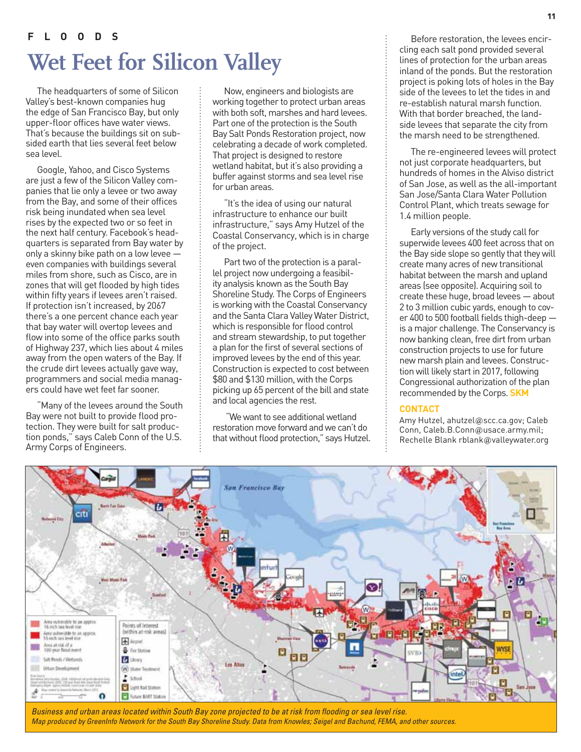F L O O D S

# Wet Feet for Silicon Valley

The headquarters of some of Silicon Valley's best-known companies hug the edge of San Francisco Bay, but only upper-floor offices have water views. That's because the buildings sit on subsided earth that lies several feet below sea level.

Google, Yahoo, and Cisco Systems are just a few of the Silicon Valley companies that lie only a levee or two away from the Bay, and some of their offices risk being inundated when sea level rises by the expected two or so feet in the next half century. Facebook's headquarters is separated from Bay water by only a skinny bike path on a low levee — even companies with buildings several miles from shore, such as Cisco, are in zones that will get flooded by high tides within fifty years if levees aren't raised. If protection isn't increased, by 2067 there's a one percent chance each year that bay water will overtop levees and flow into some of the office parks south of Highway 237, which lies about 4 miles away from the open waters of the Bay. If the crude dirt levees actually gave way, programmers and social media managers could have wet feet far sooner.

"Many of the levees around the South Bay were not built to provide flood protection. They were built for salt production ponds," says Caleb Conn of the U.S. Army Corps of Engineers.

Now, engineers and biologists are working together to protect urban areas with both soft, marshes and hard levees. Part one of the protection is the South Bay Salt Ponds Restoration project, now celebrating a decade of work completed. That project is designed to restore wetland habitat, but it's also providing a buffer against storms and sea level rise for urban areas.

"It's the idea of using our natural infrastructure to enhance our built infrastructure," says Amy Hutzel of the Coastal Conservancy, which is in charge of the project.

Part two of the protection is a parallel project now undergoing a feasibility analysis known as the South Bay Shoreline Study. The Corps of Engineers is working with the Coastal Conservancy and the Santa Clara Valley Water District, which is responsible for flood control and stream stewardship, to put together a plan for the first of several sections of improved levees by the end of this year. Construction is expected to cost between $80 and $130 million, with the Corps picking up 65 percent of the bill and state and local agencies the rest.

"We want to see additional wetland restoration move forward and we can't do that without flood protection," says Hutzel.

Before restoration, the levees encircling each salt pond provided several lines of protection for the urban areas inland of the ponds. But the restoration project is poking lots of holes in the Bay side of the levees to let the tides in and re-establish natural marsh function. With that border breached, the landside levees that separate the city from the marsh need to be strengthened.

The re-engineered levees will protect not just corporate headquarters, but hundreds of homes in the Alviso district of San Jose, as well as the all-important San Jose/Santa Clara Water Pollution Control Plant, which treats sewage for 1.4 million people.

Early versions of the study call for superwide levees 400 feet across that on the Bay side slope so gently that they will create many acres of new transitional habitat between the marsh and upland areas (see opposite). Acquiring soil to create these huge, broad levees — about 2 to 3 million cubic yards, enough to cover 400 to 500 football fields thigh-deep — is a major challenge. The Conservancy is now banking clean, free dirt from urban construction projects to use for future new marsh plain and levees. Construction will likely start in 2017, following Congressional authorization of the plan recommended by the Corps. **SKM**

**CONTACT**

Amy Hutzel, ahutzel@scc.ca.gov; Caleb Conn, Caleb.B.Conn@usace.army.mil; Rechelle Blank rblank@valleywater.org

*Business and urban areas located within South Bay zone projected to be at risk from flooding or sea level rise.*
*Map produced by GreenInfo Network for the South Bay Shoreline Study. Data from Knowles; Seigel and Bachund, FEMA, and other sources.*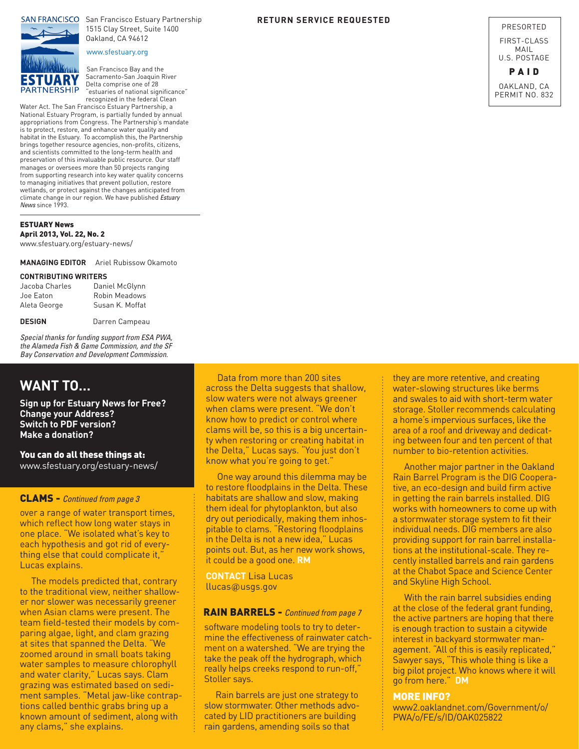SAN FRANCISCO ESTUARY PARTNERSHIP

San Francisco Estuary Partnership
1515 Clay Street, Suite 1400
Oakland, CA 94612

www.sfestuary.org

San Francisco Bay and the Sacramento-San Joaquin River Delta comprise one of 28 "estuaries of national significance" recognized in the federal Clean Water Act. The San Francisco Estuary Partnership, a National Estuary Program, is partially funded by annual appropriations from Congress. The Partnership's mandate is to protect, restore, and enhance water quality and habitat in the Estuary. To accomplish this, the Partnership brings together resource agencies, non-profits, citizens, and scientists committed to the long-term health and preservation of this invaluable public resource. Our staff manages or oversees more than 50 projects ranging from supporting research into key water quality concerns to managing initiatives that prevent pollution, restore wetlands, or protect against the changes anticipated from climate change in our region. We have published *Estuary News* since 1993.

**RETURN SERVICE REQUESTED**

PRESORTED
FIRST-CLASS MAIL
U.S. POSTAGE
**PAID**
OAKLAND, CA
PERMIT NO. 832

**ESTUARY News**
**April 2013, Vol. 22, No. 2**
www.sfestuary.org/estuary-news/

**MANAGING EDITOR** Ariel Rubissow Okamoto

**CONTRIBUTING WRITERS**

| | |
|---|---|
| Jacoba Charles | Daniel McGlynn |
| Joe Eaton | Robin Meadows |
| Aleta George | Susan K. Moffat |

**DESIGN** Darren Campeau

*Special thanks for funding support from ESA PWA, the Alameda Fish & Game Commission, and the SF Bay Conservation and Development Commission.*

## WANT TO...

**Sign up for Estuary News for Free?**
**Change your Address?**
**Switch to PDF version?**
**Make a donation?**

**You can do all these things at:**
www.sfestuary.org/estuary-news/

### CLAMS - *Continued from page 3*

over a range of water transport times, which reflect how long water stays in one place. "We isolated what's key to each hypothesis and got rid of everything else that could complicate it," Lucas explains.

The models predicted that, contrary to the traditional view, neither shallower nor slower was necessarily greener when Asian clams were present. The team field-tested their models by comparing algae, light, and clam grazing at sites that spanned the Delta. "We zoomed around in small boats taking water samples to measure chlorophyll and water clarity," Lucas says. Clam grazing was estimated based on sediment samples. "Metal jaw-like contraptions called benthic grabs bring up a known amount of sediment, along with any clams," she explains.

Data from more than 200 sites across the Delta suggests that shallow, slow waters were not always greener when clams were present. "We don't know how to predict or control where clams will be, so this is a big uncertainty when restoring or creating habitat in the Delta," Lucas says. "You just don't know what you're going to get."

One way around this dilemma may be to restore floodplains in the Delta. These habitats are shallow and slow, making them ideal for phytoplankton, but also dry out periodically, making them inhospitable to clams. "Restoring floodplains in the Delta is not a new idea," Lucas points out. But, as her new work shows, it could be a good one. **RM**

**CONTACT** Lisa Lucas
llucas@usgs.gov

### RAIN BARRELS - *Continued from page 7*

software modeling tools to try to determine the effectiveness of rainwater catchment on a watershed. "We are trying the take the peak off the hydrograph, which really helps creeks respond to run-off," Stoller says.

Rain barrels are just one strategy to slow stormwater. Other methods advocated by LID practitioners are building rain gardens, amending soils so that they are more retentive, and creating water-slowing structures like berms and swales to aid with short-term water storage. Stoller recommends calculating a home's impervious surfaces, like the area of a roof and driveway and dedicating between four and ten percent of that number to bio-retention activities.

Another major partner in the Oakland Rain Barrel Program is the DIG Cooperative, an eco-design and build firm active in getting the rain barrels installed. DIG works with homeowners to come up with a stormwater storage system to fit their individual needs. DIG members are also providing support for rain barrel installations at the institutional-scale. They recently installed barrels and rain gardens at the Chabot Space and Science Center and Skyline High School.

With the rain barrel subsidies ending at the close of the federal grant funding, the active partners are hoping that there is enough traction to sustain a citywide interest in backyard stormwater management. "All of this is easily replicated," Sawyer says, "This whole thing is like a big pilot project. Who knows where it will go from here." **DM**

**MORE INFO?**
www2.oaklandnet.com/Government/o/PWA/o/FE/s/ID/OAK025822